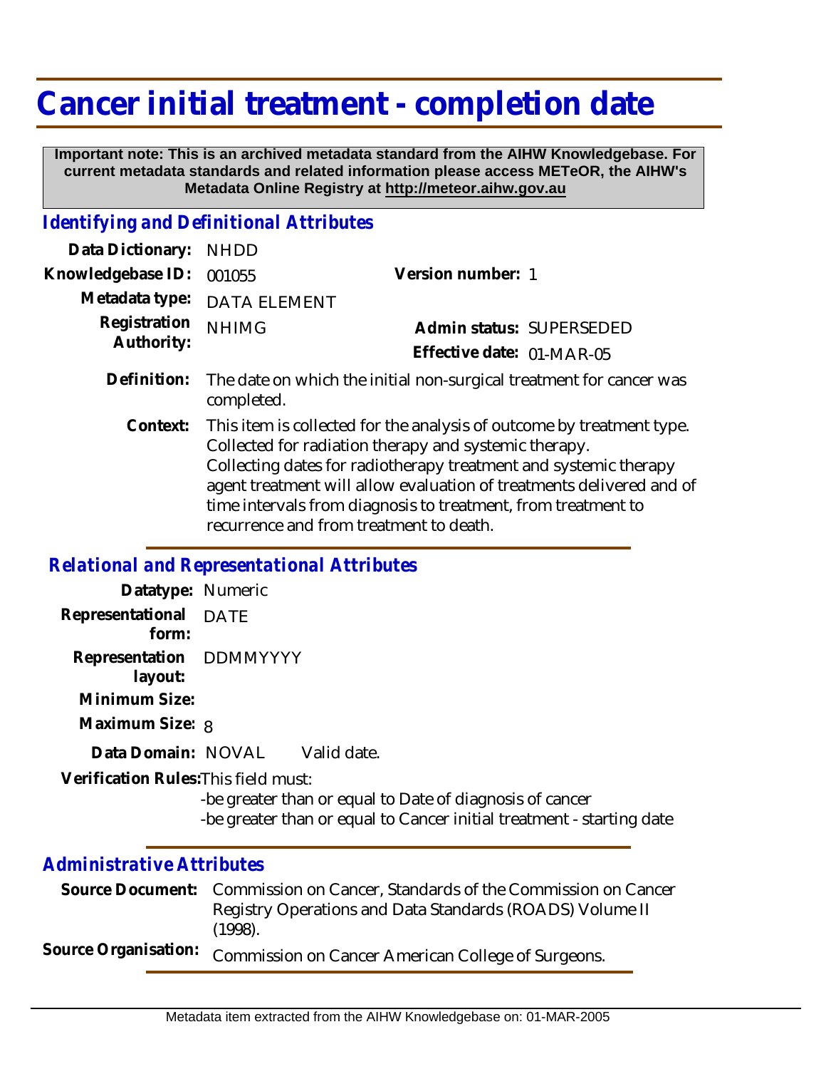# Cancer initial treatment - completion date

**Important note: This is an archived metadata standard from the AIHW Knowledgebase. For current metadata standards and related information please access METeOR, the AIHW's Metadata Online Registry at http://meteor.aihw.gov.au**

## *Identifying and Definitional Attributes*

**Data Dictionary:** NHDD

**Knowledgebase ID:** 001055 **Version number:** 1

**Metadata type:** DATA ELEMENT

**Registration Authority:** NHIMG **Admin status:** SUPERSEDED

**Effective date:** 01-MAR-05

**Definition:** The date on which the initial non-surgical treatment for cancer was completed.

**Context:** This item is collected for the analysis of outcome by treatment type. Collected for radiation therapy and systemic therapy. Collecting dates for radiotherapy treatment and systemic therapy agent treatment will allow evaluation of treatments delivered and of time intervals from diagnosis to treatment, from treatment to recurrence and from treatment to death.

## *Relational and Representational Attributes*

**Datatype:** Numeric

**Representational form:** DATE

**Representation layout:** DDMMYYYY

**Minimum Size:**

**Maximum Size:** 8

**Data Domain:** NOVAL Valid date.

**Verification Rules:** This field must:

-be greater than or equal to Date of diagnosis of cancer

-be greater than or equal to Cancer initial treatment - starting date

## *Administrative Attributes*

**Source Document:** Commission on Cancer, Standards of the Commission on Cancer Registry Operations and Data Standards (ROADS) Volume II (1998).

**Source Organisation:** Commission on Cancer American College of Surgeons.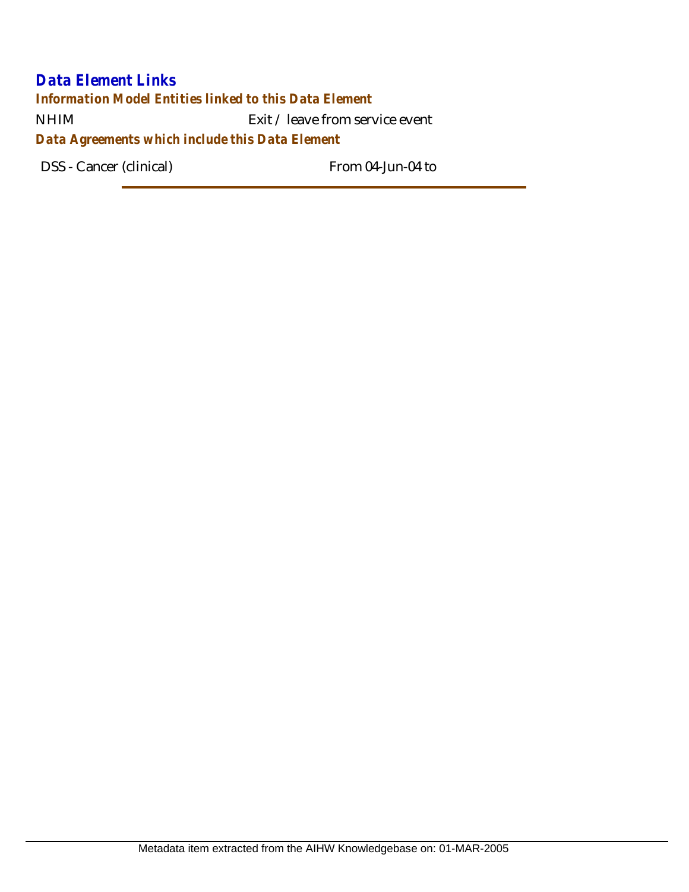## Data Element Links

### Information Model Entities linked to this Data Element

| | |
|---|---|
| NHIM | Exit / leave from service event |

### Data Agreements which include this Data Element

| | |
|---|---|
| DSS - Cancer (clinical) | From 04-Jun-04 to |

Metadata item extracted from the AIHW Knowledgebase on: 01-MAR-2005